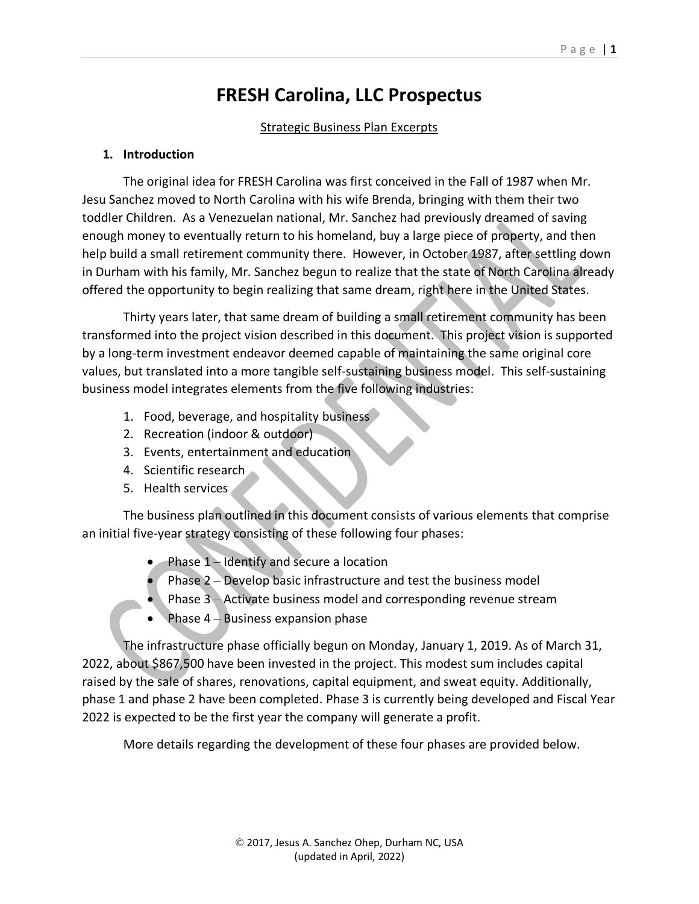# FRESH Carolina, LLC Prospectus

Strategic Business Plan Excerpts

## 1. Introduction

The original idea for FRESH Carolina was first conceived in the Fall of 1987 when Mr. Jesu Sanchez moved to North Carolina with his wife Brenda, bringing with them their two toddler Children. As a Venezuelan national, Mr. Sanchez had previously dreamed of saving enough money to eventually return to his homeland, buy a large piece of property, and then help build a small retirement community there. However, in October 1987, after settling down in Durham with his family, Mr. Sanchez begun to realize that the state of North Carolina already offered the opportunity to begin realizing that same dream, right here in the United States.

Thirty years later, that same dream of building a small retirement community has been transformed into the project vision described in this document. This project vision is supported by a long-term investment endeavor deemed capable of maintaining the same original core values, but translated into a more tangible self-sustaining business model. This self-sustaining business model integrates elements from the five following industries:

1. Food, beverage, and hospitality business
2. Recreation (indoor & outdoor)
3. Events, entertainment and education
4. Scientific research
5. Health services

The business plan outlined in this document consists of various elements that comprise an initial five-year strategy consisting of these following four phases:

- Phase 1 – Identify and secure a location
- Phase 2 – Develop basic infrastructure and test the business model
- Phase 3 – Activate business model and corresponding revenue stream
- Phase 4 – Business expansion phase

The infrastructure phase officially begun on Monday, January 1, 2019. As of March 31, 2022, about $867,500 have been invested in the project. This modest sum includes capital raised by the sale of shares, renovations, capital equipment, and sweat equity. Additionally, phase 1 and phase 2 have been completed. Phase 3 is currently being developed and Fiscal Year 2022 is expected to be the first year the company will generate a profit.

More details regarding the development of these four phases are provided below.

© 2017, Jesus A. Sanchez Ohep, Durham NC, USA
(updated in April, 2022)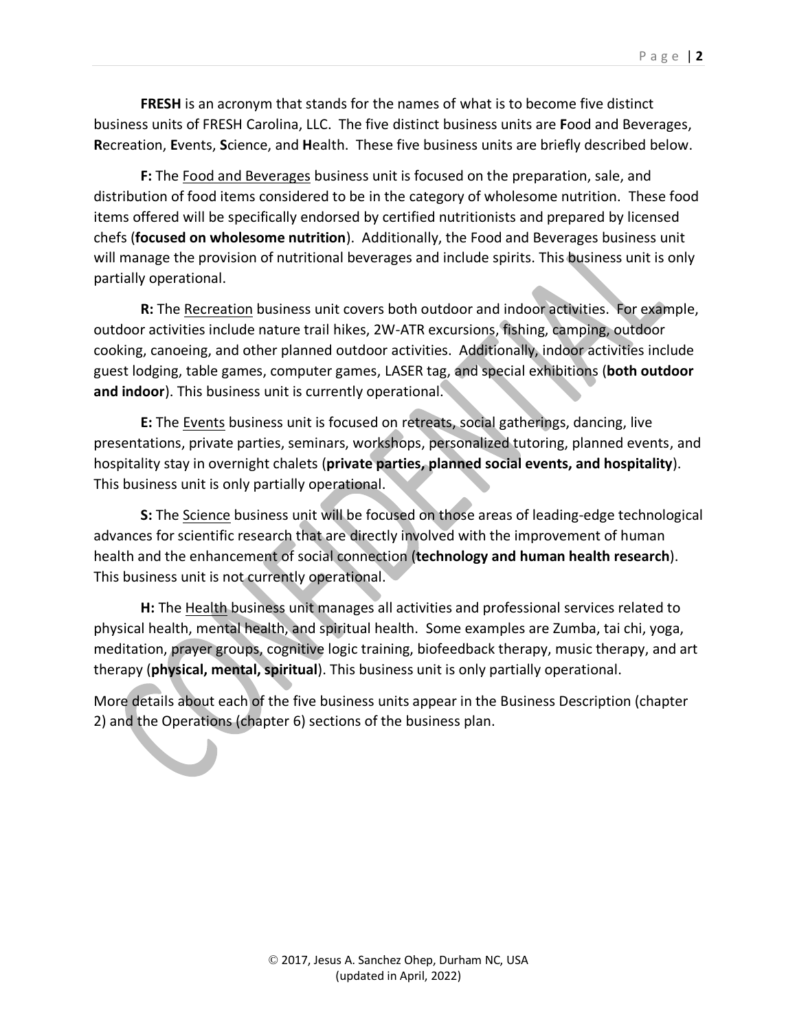**FRESH** is an acronym that stands for the names of what is to become five distinct business units of FRESH Carolina, LLC. The five distinct business units are **F**ood and Beverages, **R**ecreation, **E**vents, **S**cience, and **H**ealth. These five business units are briefly described below.

**F:** The Food and Beverages business unit is focused on the preparation, sale, and distribution of food items considered to be in the category of wholesome nutrition. These food items offered will be specifically endorsed by certified nutritionists and prepared by licensed chefs (**focused on wholesome nutrition**). Additionally, the Food and Beverages business unit will manage the provision of nutritional beverages and include spirits. This business unit is only partially operational.

**R:** The Recreation business unit covers both outdoor and indoor activities. For example, outdoor activities include nature trail hikes, 2W-ATR excursions, fishing, camping, outdoor cooking, canoeing, and other planned outdoor activities. Additionally, indoor activities include guest lodging, table games, computer games, LASER tag, and special exhibitions (**both outdoor and indoor**). This business unit is currently operational.

**E:** The Events business unit is focused on retreats, social gatherings, dancing, live presentations, private parties, seminars, workshops, personalized tutoring, planned events, and hospitality stay in overnight chalets (**private parties, planned social events, and hospitality**). This business unit is only partially operational.

**S:** The Science business unit will be focused on those areas of leading-edge technological advances for scientific research that are directly involved with the improvement of human health and the enhancement of social connection (**technology and human health research**). This business unit is not currently operational.

**H:** The Health business unit manages all activities and professional services related to physical health, mental health, and spiritual health. Some examples are Zumba, tai chi, yoga, meditation, prayer groups, cognitive logic training, biofeedback therapy, music therapy, and art therapy (**physical, mental, spiritual**). This business unit is only partially operational.

More details about each of the five business units appear in the Business Description (chapter 2) and the Operations (chapter 6) sections of the business plan.

© 2017, Jesus A. Sanchez Ohep, Durham NC, USA
(updated in April, 2022)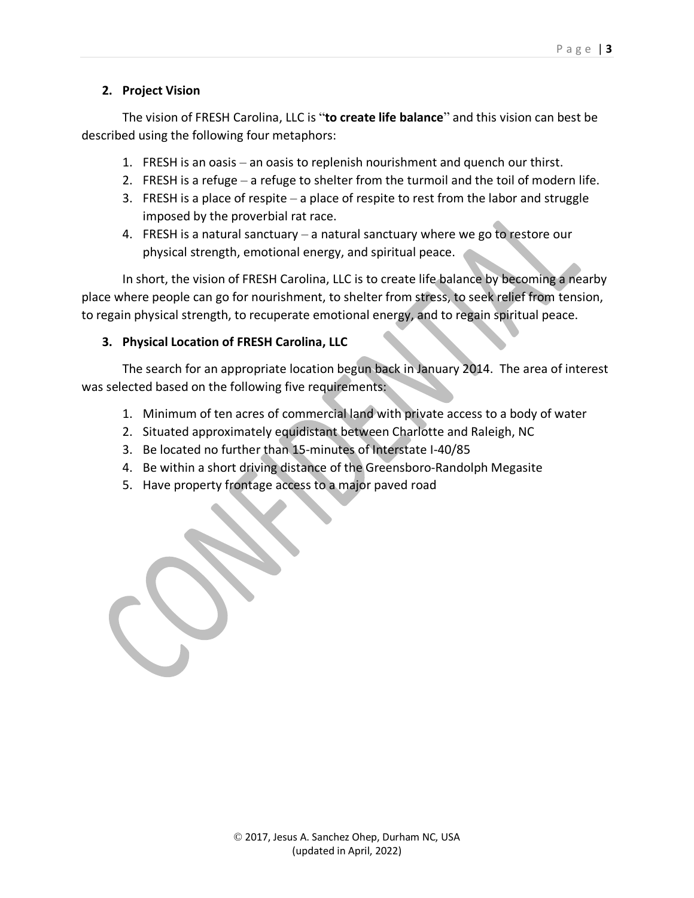## 2. Project Vision

The vision of FRESH Carolina, LLC is "**to create life balance**" and this vision can best be described using the following four metaphors:

1. FRESH is an oasis – an oasis to replenish nourishment and quench our thirst.
2. FRESH is a refuge – a refuge to shelter from the turmoil and the toil of modern life.
3. FRESH is a place of respite – a place of respite to rest from the labor and struggle imposed by the proverbial rat race.
4. FRESH is a natural sanctuary – a natural sanctuary where we go to restore our physical strength, emotional energy, and spiritual peace.

In short, the vision of FRESH Carolina, LLC is to create life balance by becoming a nearby place where people can go for nourishment, to shelter from stress, to seek relief from tension, to regain physical strength, to recuperate emotional energy, and to regain spiritual peace.

## 3. Physical Location of FRESH Carolina, LLC

The search for an appropriate location begun back in January 2014. The area of interest was selected based on the following five requirements:

1. Minimum of ten acres of commercial land with private access to a body of water
2. Situated approximately equidistant between Charlotte and Raleigh, NC
3. Be located no further than 15-minutes of Interstate I-40/85
4. Be within a short driving distance of the Greensboro-Randolph Megasite
5. Have property frontage access to a major paved road

© 2017, Jesus A. Sanchez Ohep, Durham NC, USA
(updated in April, 2022)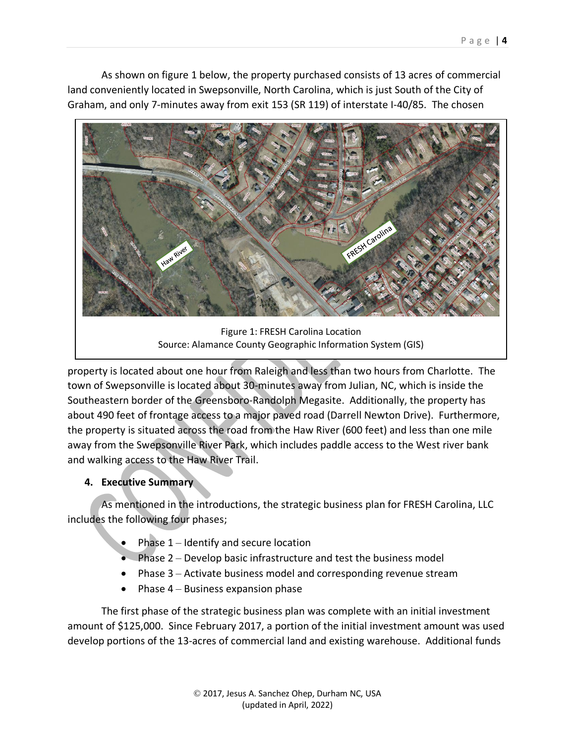As shown on figure 1 below, the property purchased consists of 13 acres of commercial land conveniently located in Swepsonville, North Carolina, which is just South of the City of Graham, and only 7-minutes away from exit 153 (SR 119) of interstate I-40/85. The chosen property is located about one hour from Raleigh and less than two hours from Charlotte. The town of Swepsonville is located about 30-minutes away from Julian, NC, which is inside the Southeastern border of the Greensboro-Randolph Megasite. Additionally, the property has about 490 feet of frontage access to a major paved road (Darrell Newton Drive). Furthermore, the property is situated across the road from the Haw River (600 feet) and less than one mile away from the Swepsonville River Park, which includes paddle access to the West river bank and walking access to the Haw River Trail.

Figure 1: FRESH Carolina Location
Source: Alamance County Geographic Information System (GIS)

## 4. Executive Summary

As mentioned in the introductions, the strategic business plan for FRESH Carolina, LLC includes the following four phases;

- Phase 1 – Identify and secure location
- Phase 2 – Develop basic infrastructure and test the business model
- Phase 3 – Activate business model and corresponding revenue stream
- Phase 4 – Business expansion phase

The first phase of the strategic business plan was complete with an initial investment amount of $125,000. Since February 2017, a portion of the initial investment amount was used develop portions of the 13-acres of commercial land and existing warehouse. Additional funds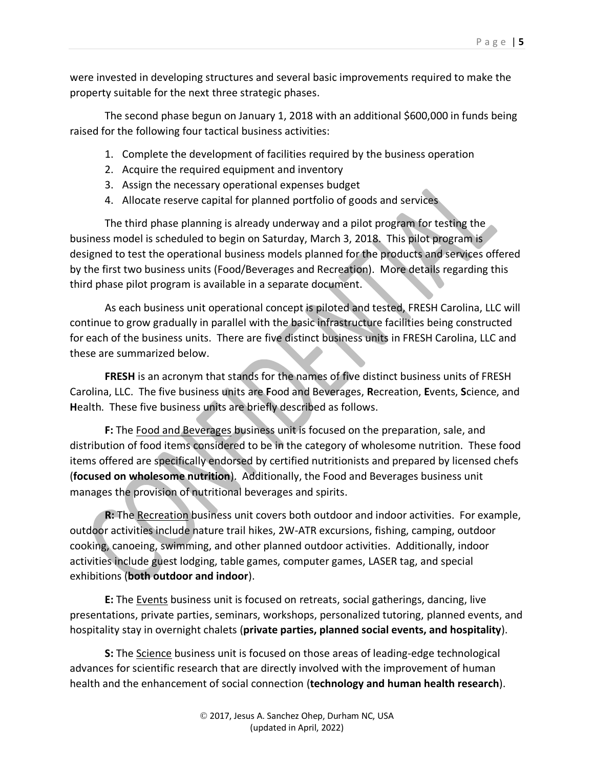were invested in developing structures and several basic improvements required to make the property suitable for the next three strategic phases.

The second phase begun on January 1, 2018 with an additional $600,000 in funds being raised for the following four tactical business activities:

1. Complete the development of facilities required by the business operation
2. Acquire the required equipment and inventory
3. Assign the necessary operational expenses budget
4. Allocate reserve capital for planned portfolio of goods and services

The third phase planning is already underway and a pilot program for testing the business model is scheduled to begin on Saturday, March 3, 2018. This pilot program is designed to test the operational business models planned for the products and services offered by the first two business units (Food/Beverages and Recreation). More details regarding this third phase pilot program is available in a separate document.

As each business unit operational concept is piloted and tested, FRESH Carolina, LLC will continue to grow gradually in parallel with the basic infrastructure facilities being constructed for each of the business units. There are five distinct business units in FRESH Carolina, LLC and these are summarized below.

**FRESH** is an acronym that stands for the names of five distinct business units of FRESH Carolina, LLC. The five business units are **F**ood and Beverages, **R**ecreation, **E**vents, **S**cience, and **H**ealth. These five business units are briefly described as follows.

**F:** The Food and Beverages business unit is focused on the preparation, sale, and distribution of food items considered to be in the category of wholesome nutrition. These food items offered are specifically endorsed by certified nutritionists and prepared by licensed chefs (**focused on wholesome nutrition**). Additionally, the Food and Beverages business unit manages the provision of nutritional beverages and spirits.

**R:** The Recreation business unit covers both outdoor and indoor activities. For example, outdoor activities include nature trail hikes, 2W-ATR excursions, fishing, camping, outdoor cooking, canoeing, swimming, and other planned outdoor activities. Additionally, indoor activities include guest lodging, table games, computer games, LASER tag, and special exhibitions (**both outdoor and indoor**).

**E:** The Events business unit is focused on retreats, social gatherings, dancing, live presentations, private parties, seminars, workshops, personalized tutoring, planned events, and hospitality stay in overnight chalets (**private parties, planned social events, and hospitality**).

**S:** The Science business unit is focused on those areas of leading-edge technological advances for scientific research that are directly involved with the improvement of human health and the enhancement of social connection (**technology and human health research**).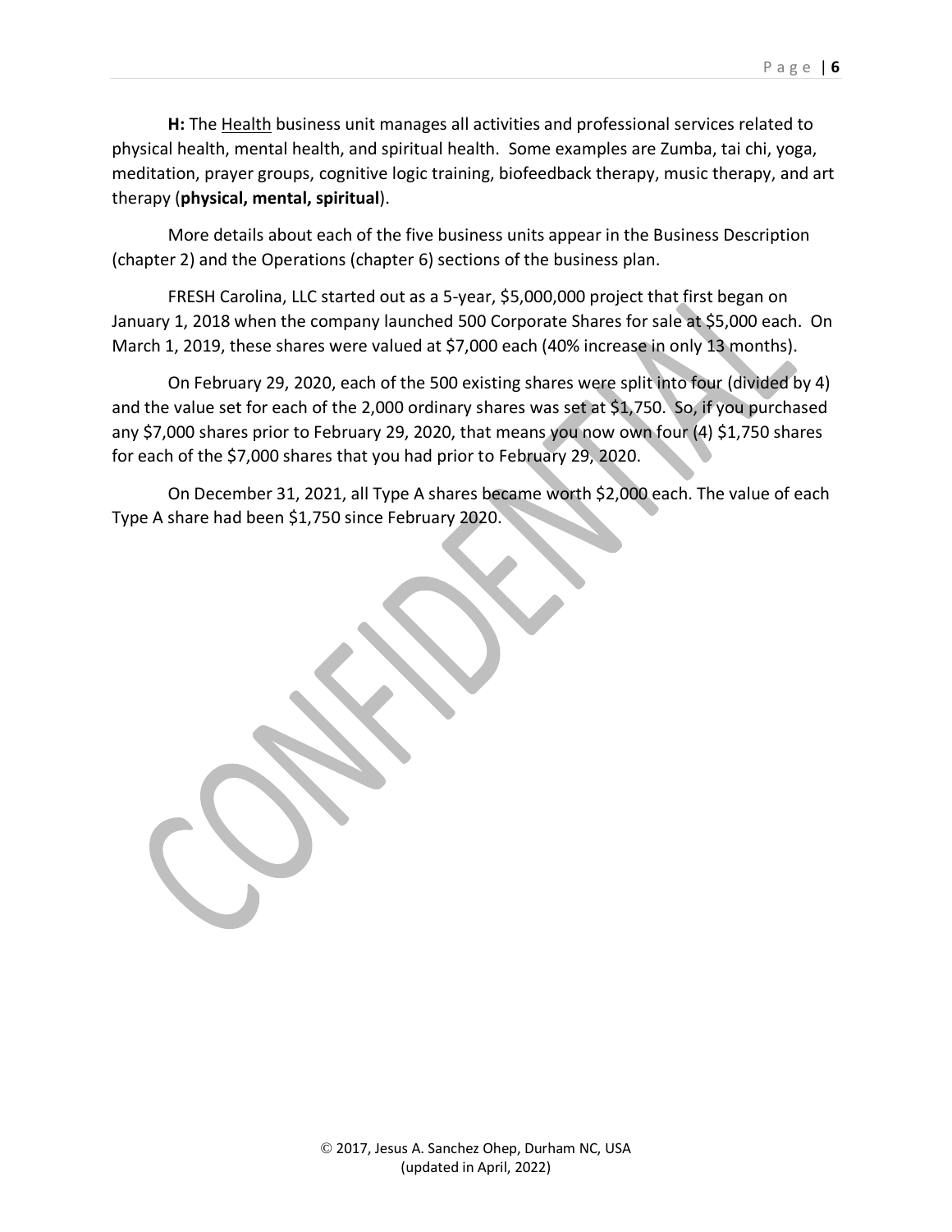**H:** The Health business unit manages all activities and professional services related to physical health, mental health, and spiritual health. Some examples are Zumba, tai chi, yoga, meditation, prayer groups, cognitive logic training, biofeedback therapy, music therapy, and art therapy (**physical, mental, spiritual**).

More details about each of the five business units appear in the Business Description (chapter 2) and the Operations (chapter 6) sections of the business plan.

FRESH Carolina, LLC started out as a 5-year, $5,000,000 project that first began on January 1, 2018 when the company launched 500 Corporate Shares for sale at $5,000 each. On March 1, 2019, these shares were valued at $7,000 each (40% increase in only 13 months).

On February 29, 2020, each of the 500 existing shares were split into four (divided by 4) and the value set for each of the 2,000 ordinary shares was set at $1,750. So, if you purchased any $7,000 shares prior to February 29, 2020, that means you now own four (4) $1,750 shares for each of the $7,000 shares that you had prior to February 29, 2020.

On December 31, 2021, all Type A shares became worth $2,000 each. The value of each Type A share had been $1,750 since February 2020.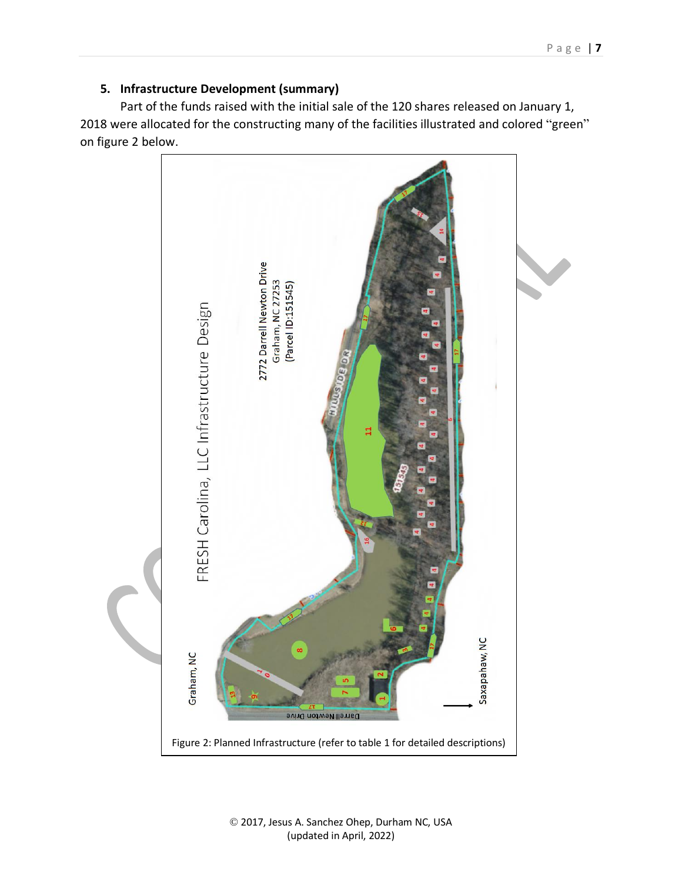## 5. Infrastructure Development (summary)

Part of the funds raised with the initial sale of the 120 shares released on January 1, 2018 were allocated for the constructing many of the facilities illustrated and colored "green" on figure 2 below.

Figure 2: Planned Infrastructure (refer to table 1 for detailed descriptions)

© 2017, Jesus A. Sanchez Ohep, Durham NC, USA
(updated in April, 2022)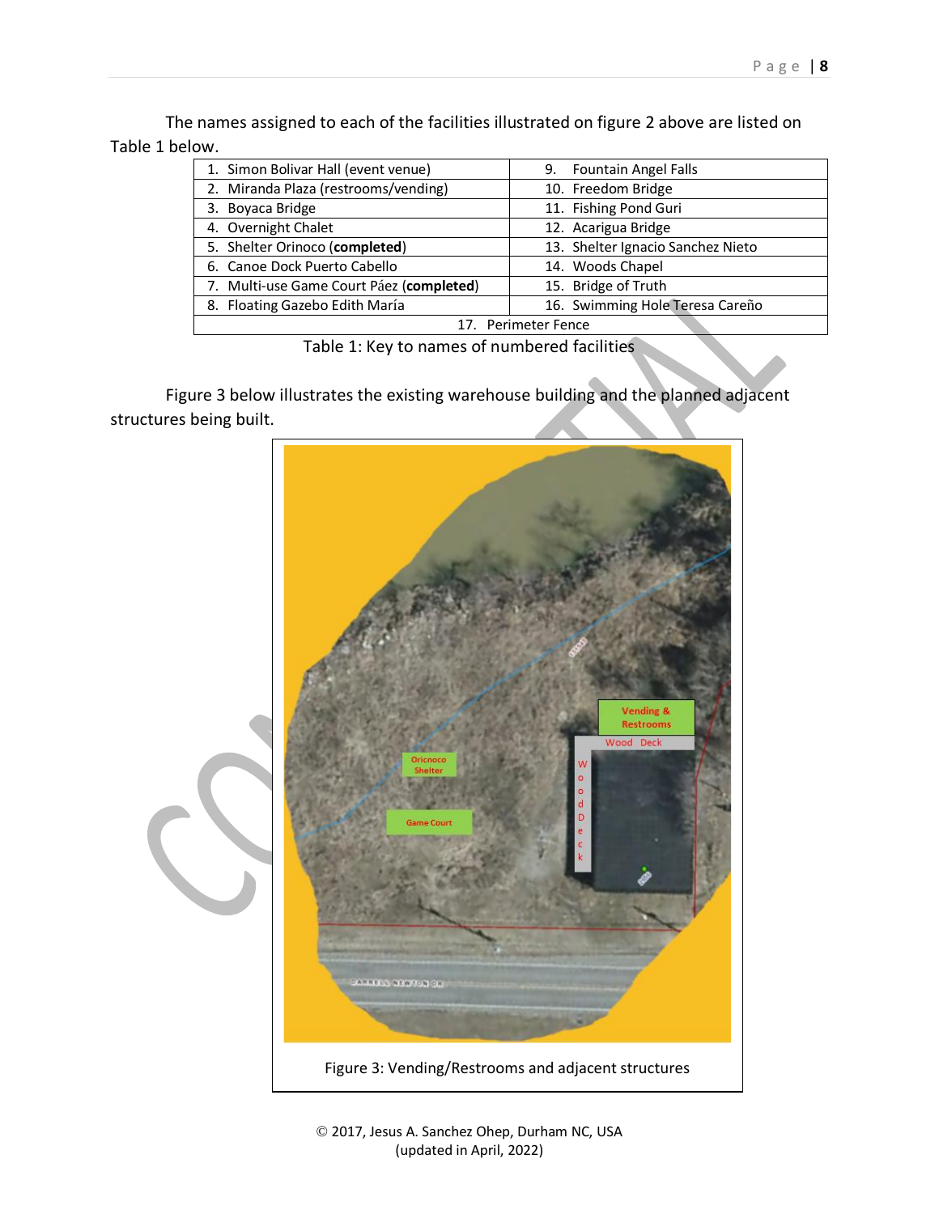The names assigned to each of the facilities illustrated on figure 2 above are listed on Table 1 below.

| | |
|---|---|
| 1. Simon Bolivar Hall (event venue) | 9. Fountain Angel Falls |
| 2. Miranda Plaza (restrooms/vending) | 10. Freedom Bridge |
| 3. Boyaca Bridge | 11. Fishing Pond Guri |
| 4. Overnight Chalet | 12. Acarigua Bridge |
| 5. Shelter Orinoco (**completed**) | 13. Shelter Ignacio Sanchez Nieto |
| 6. Canoe Dock Puerto Cabello | 14. Woods Chapel |
| 7. Multi-use Game Court Páez (**completed**) | 15. Bridge of Truth |
| 8. Floating Gazebo Edith María | 16. Swimming Hole Teresa Careño |
| 17. Perimeter Fence | |

Table 1: Key to names of numbered facilities

Figure 3 below illustrates the existing warehouse building and the planned adjacent structures being built.

Figure 3: Vending/Restrooms and adjacent structures

© 2017, Jesus A. Sanchez Ohep, Durham NC, USA
(updated in April, 2022)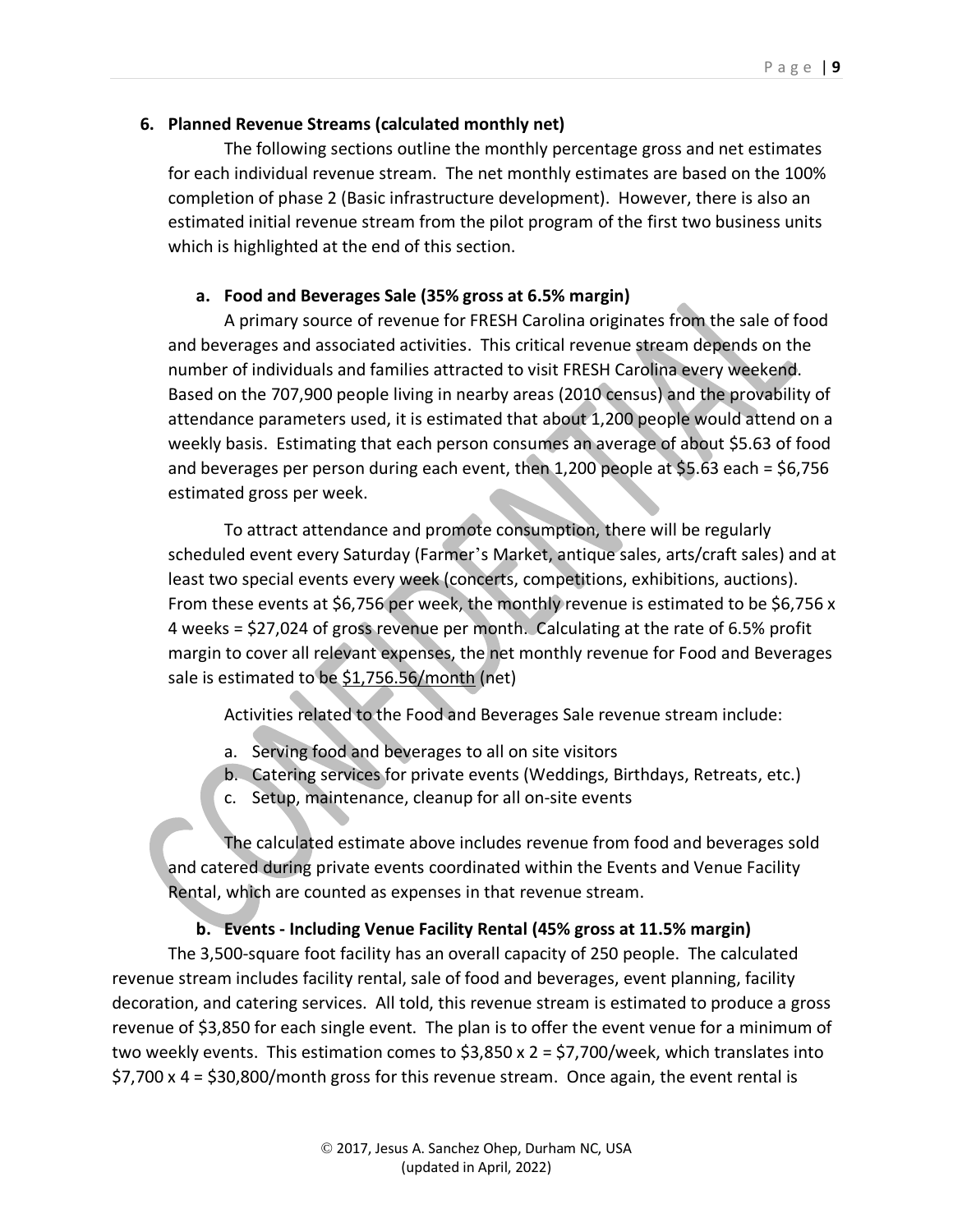## 6. Planned Revenue Streams (calculated monthly net)

The following sections outline the monthly percentage gross and net estimates for each individual revenue stream. The net monthly estimates are based on the 100% completion of phase 2 (Basic infrastructure development). However, there is also an estimated initial revenue stream from the pilot program of the first two business units which is highlighted at the end of this section.

### a. Food and Beverages Sale (35% gross at 6.5% margin)

A primary source of revenue for FRESH Carolina originates from the sale of food and beverages and associated activities. This critical revenue stream depends on the number of individuals and families attracted to visit FRESH Carolina every weekend. Based on the 707,900 people living in nearby areas (2010 census) and the provability of attendance parameters used, it is estimated that about 1,200 people would attend on a weekly basis. Estimating that each person consumes an average of about $5.63 of food and beverages per person during each event, then 1,200 people at $5.63 each = $6,756 estimated gross per week.

To attract attendance and promote consumption, there will be regularly scheduled event every Saturday (Farmer's Market, antique sales, arts/craft sales) and at least two special events every week (concerts, competitions, exhibitions, auctions). From these events at $6,756 per week, the monthly revenue is estimated to be $6,756 x 4 weeks = $27,024 of gross revenue per month. Calculating at the rate of 6.5% profit margin to cover all relevant expenses, the net monthly revenue for Food and Beverages sale is estimated to be $1,756.56/month (net)

Activities related to the Food and Beverages Sale revenue stream include:

a. Serving food and beverages to all on site visitors
b. Catering services for private events (Weddings, Birthdays, Retreats, etc.)
c. Setup, maintenance, cleanup for all on-site events

The calculated estimate above includes revenue from food and beverages sold and catered during private events coordinated within the Events and Venue Facility Rental, which are counted as expenses in that revenue stream.

### b. Events - Including Venue Facility Rental (45% gross at 11.5% margin)

The 3,500-square foot facility has an overall capacity of 250 people. The calculated revenue stream includes facility rental, sale of food and beverages, event planning, facility decoration, and catering services. All told, this revenue stream is estimated to produce a gross revenue of $3,850 for each single event. The plan is to offer the event venue for a minimum of two weekly events. This estimation comes to $3,850 x 2 = $7,700/week, which translates into $7,700 x 4 = $30,800/month gross for this revenue stream. Once again, the event rental is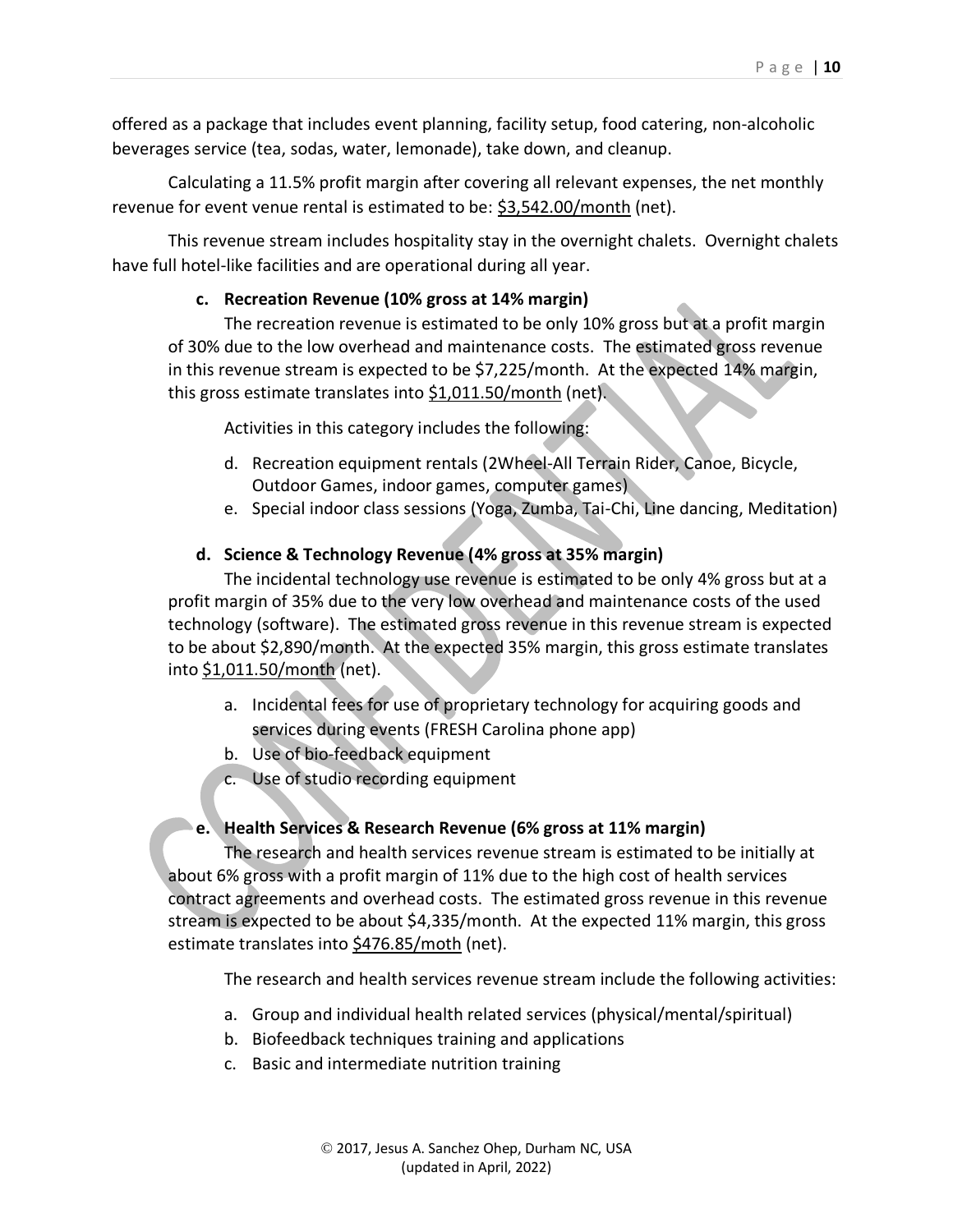offered as a package that includes event planning, facility setup, food catering, non-alcoholic beverages service (tea, sodas, water, lemonade), take down, and cleanup.

Calculating a 11.5% profit margin after covering all relevant expenses, the net monthly revenue for event venue rental is estimated to be: $3,542.00/month (net).

This revenue stream includes hospitality stay in the overnight chalets. Overnight chalets have full hotel-like facilities and are operational during all year.

**c. Recreation Revenue (10% gross at 14% margin)**

The recreation revenue is estimated to be only 10% gross but at a profit margin of 30% due to the low overhead and maintenance costs. The estimated gross revenue in this revenue stream is expected to be $7,225/month. At the expected 14% margin, this gross estimate translates into $1,011.50/month (net).

Activities in this category includes the following:

d. Recreation equipment rentals (2Wheel-All Terrain Rider, Canoe, Bicycle, Outdoor Games, indoor games, computer games)
e. Special indoor class sessions (Yoga, Zumba, Tai-Chi, Line dancing, Meditation)

**d. Science & Technology Revenue (4% gross at 35% margin)**

The incidental technology use revenue is estimated to be only 4% gross but at a profit margin of 35% due to the very low overhead and maintenance costs of the used technology (software). The estimated gross revenue in this revenue stream is expected to be about $2,890/month. At the expected 35% margin, this gross estimate translates into $1,011.50/month (net).

a. Incidental fees for use of proprietary technology for acquiring goods and services during events (FRESH Carolina phone app)
b. Use of bio-feedback equipment
c. Use of studio recording equipment

**e. Health Services & Research Revenue (6% gross at 11% margin)**

The research and health services revenue stream is estimated to be initially at about 6% gross with a profit margin of 11% due to the high cost of health services contract agreements and overhead costs. The estimated gross revenue in this revenue stream is expected to be about $4,335/month. At the expected 11% margin, this gross estimate translates into $476.85/moth (net).

The research and health services revenue stream include the following activities:

a. Group and individual health related services (physical/mental/spiritual)
b. Biofeedback techniques training and applications
c. Basic and intermediate nutrition training

© 2017, Jesus A. Sanchez Ohep, Durham NC, USA
(updated in April, 2022)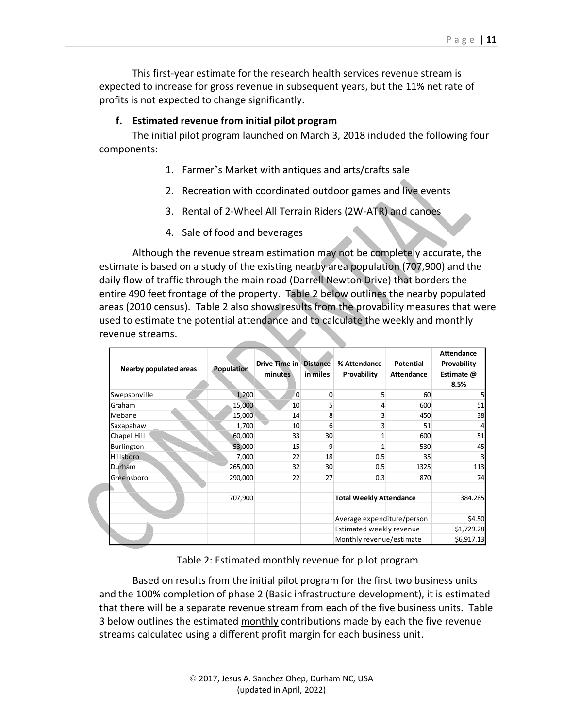This first-year estimate for the research health services revenue stream is expected to increase for gross revenue in subsequent years, but the 11% net rate of profits is not expected to change significantly.

**f. Estimated revenue from initial pilot program**

The initial pilot program launched on March 3, 2018 included the following four components:

1. Farmer's Market with antiques and arts/crafts sale
2. Recreation with coordinated outdoor games and live events
3. Rental of 2-Wheel All Terrain Riders (2W-ATR) and canoes
4. Sale of food and beverages

Although the revenue stream estimation may not be completely accurate, the estimate is based on a study of the existing nearby area population (707,900) and the daily flow of traffic through the main road (Darrell Newton Drive) that borders the entire 490 feet frontage of the property. Table 2 below outlines the nearby populated areas (2010 census). Table 2 also shows results from the provability measures that were used to estimate the potential attendance and to calculate the weekly and monthly revenue streams.

| Nearby populated areas | Population | Drive Time in minutes | Distance in miles | % Attendance Provability | Potential Attendance | Attendance Provability Estimate @ 8.5% |
|---|---|---|---|---|---|---|
| Swepsonville | 1,200 | 0 | 0 | 5 | 60 | 5 |
| Graham | 15,000 | 10 | 5 | 4 | 600 | 51 |
| Mebane | 15,000 | 14 | 8 | 3 | 450 | 38 |
| Saxapahaw | 1,700 | 10 | 6 | 3 | 51 | 4 |
| Chapel Hill | 60,000 | 33 | 30 | 1 | 600 | 51 |
| Burlington | 53,000 | 15 | 9 | 1 | 530 | 45 |
| Hillsboro | 7,000 | 22 | 18 | 0.5 | 35 | 3 |
| Durham | 265,000 | 32 | 30 | 0.5 | 1325 | 113 |
| Greensboro | 290,000 | 22 | 27 | 0.3 | 870 | 74 |
| | | | | | | |
| | 707,900 | | | **Total Weekly Attendance** | | 384.285 |
| | | | | | | |
| | | | | Average expenditure/person | | $4.50 |
| | | | | Estimated weekly revenue | | $1,729.28 |
| | | | | Monthly revenue/estimate | | $6,917.13 |

Table 2: Estimated monthly revenue for pilot program

Based on results from the initial pilot program for the first two business units and the 100% completion of phase 2 (Basic infrastructure development), it is estimated that there will be a separate revenue stream from each of the five business units. Table 3 below outlines the estimated <u>monthly</u> contributions made by each the five revenue streams calculated using a different profit margin for each business unit.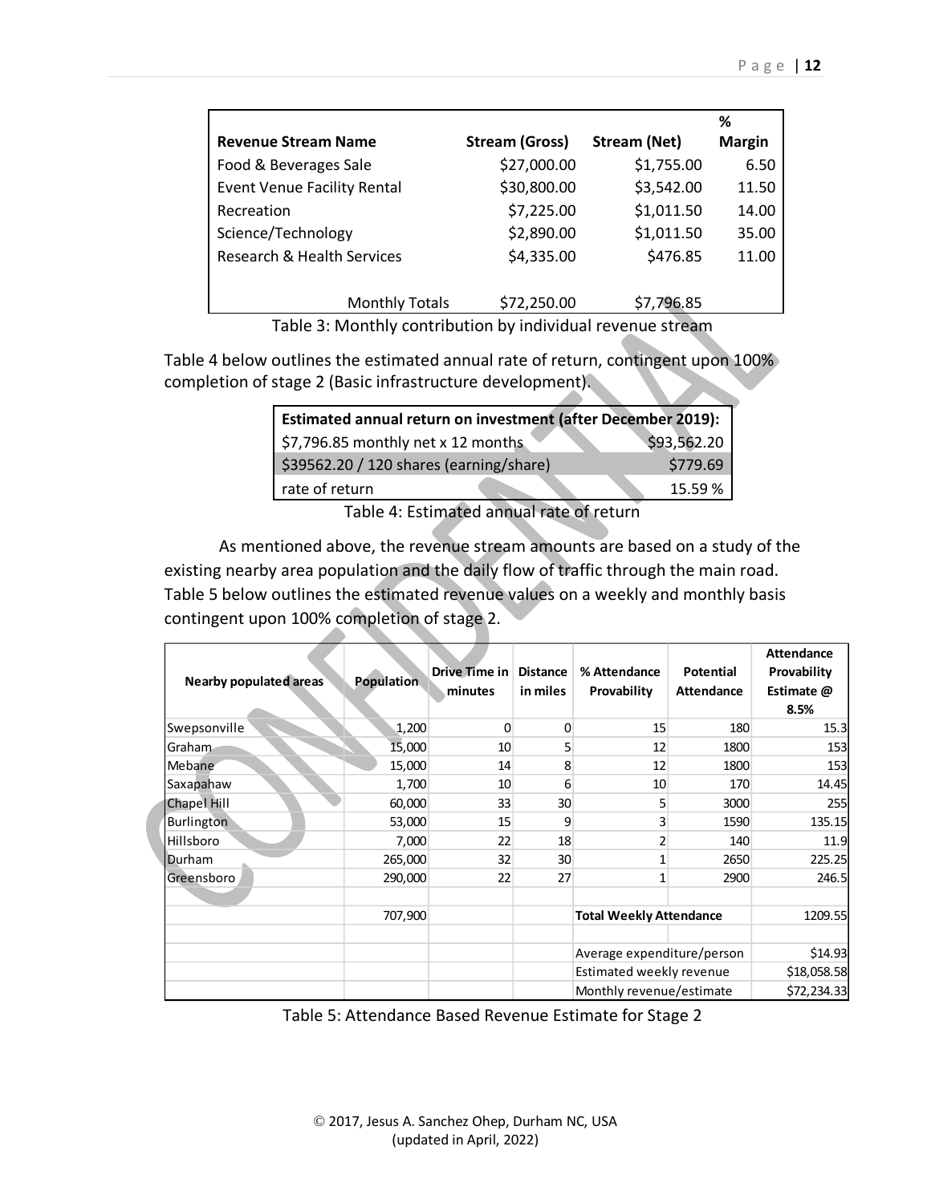| Revenue Stream Name | Stream (Gross) | Stream (Net) | % Margin |
|---|---|---|---|
| Food & Beverages Sale | $27,000.00 | $1,755.00 | 6.50 |
| Event Venue Facility Rental | $30,800.00 | $3,542.00 | 11.50 |
| Recreation | $7,225.00 | $1,011.50 | 14.00 |
| Science/Technology | $2,890.00 | $1,011.50 | 35.00 |
| Research & Health Services | $4,335.00 | $476.85 | 11.00 |
| Monthly Totals | $72,250.00 | $7,796.85 | |

Table 3: Monthly contribution by individual revenue stream

Table 4 below outlines the estimated annual rate of return, contingent upon 100% completion of stage 2 (Basic infrastructure development).

| Estimated annual return on investment (after December 2019): | |
|---|---|
| $7,796.85 monthly net x 12 months | $93,562.20 |
| $39562.20 / 120 shares (earning/share) | $779.69 |
| rate of return | 15.59 % |

Table 4: Estimated annual rate of return

As mentioned above, the revenue stream amounts are based on a study of the existing nearby area population and the daily flow of traffic through the main road. Table 5 below outlines the estimated revenue values on a weekly and monthly basis contingent upon 100% completion of stage 2.

| Nearby populated areas | Population | Drive Time in minutes | Distance in miles | % Attendance Provability | Potential Attendance | Attendance Provability Estimate @ 8.5% |
|---|---|---|---|---|---|---|
| Swepsonville | 1,200 | 0 | 0 | 15 | 180 | 15.3 |
| Graham | 15,000 | 10 | 5 | 12 | 1800 | 153 |
| Mebane | 15,000 | 14 | 8 | 12 | 1800 | 153 |
| Saxapahaw | 1,700 | 10 | 6 | 10 | 170 | 14.45 |
| Chapel Hill | 60,000 | 33 | 30 | 5 | 3000 | 255 |
| Burlington | 53,000 | 15 | 9 | 3 | 1590 | 135.15 |
| Hillsboro | 7,000 | 22 | 18 | 2 | 140 | 11.9 |
| Durham | 265,000 | 32 | 30 | 1 | 2650 | 225.25 |
| Greensboro | 290,000 | 22 | 27 | 1 | 2900 | 246.5 |
| | | | | | | |
| | 707,900 | | | Total Weekly Attendance | | 1209.55 |
| | | | | | | |
| | | | | Average expenditure/person | | $14.93 |
| | | | | Estimated weekly revenue | | $18,058.58 |
| | | | | Monthly revenue/estimate | | $72,234.33 |

Table 5: Attendance Based Revenue Estimate for Stage 2

© 2017, Jesus A. Sanchez Ohep, Durham NC, USA
(updated in April, 2022)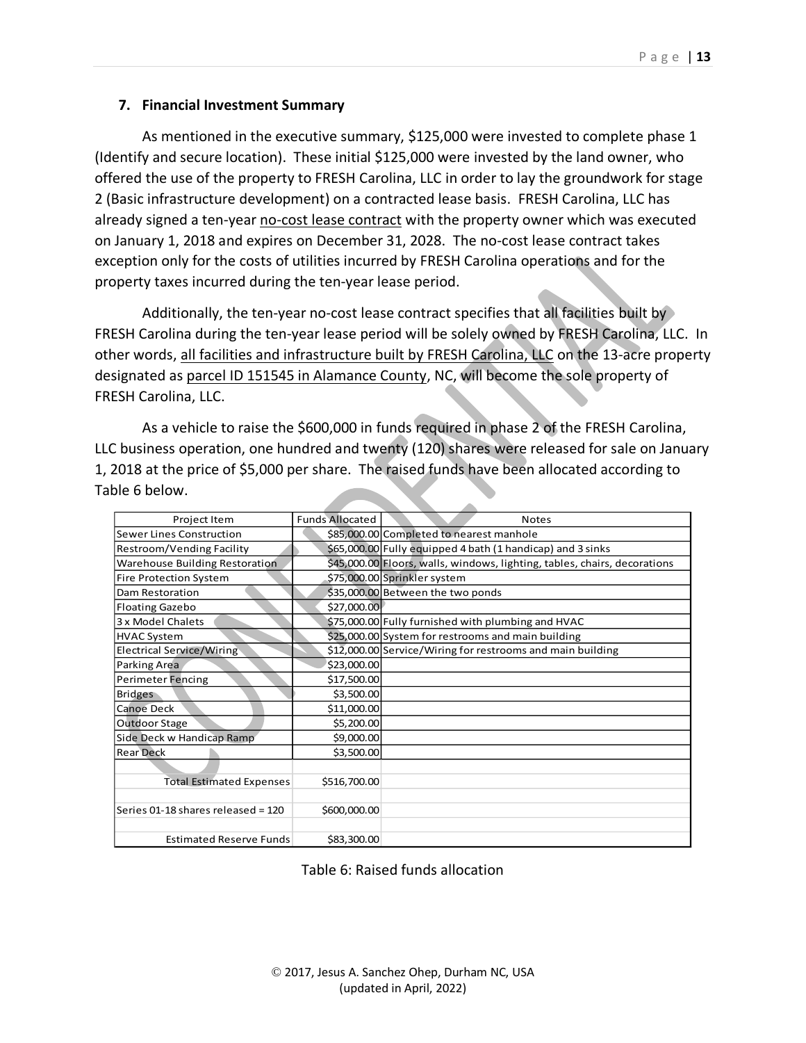### 7. Financial Investment Summary

As mentioned in the executive summary, $125,000 were invested to complete phase 1 (Identify and secure location). These initial $125,000 were invested by the land owner, who offered the use of the property to FRESH Carolina, LLC in order to lay the groundwork for stage 2 (Basic infrastructure development) on a contracted lease basis. FRESH Carolina, LLC has already signed a ten-year no-cost lease contract with the property owner which was executed on January 1, 2018 and expires on December 31, 2028. The no-cost lease contract takes exception only for the costs of utilities incurred by FRESH Carolina operations and for the property taxes incurred during the ten-year lease period.

Additionally, the ten-year no-cost lease contract specifies that all facilities built by FRESH Carolina during the ten-year lease period will be solely owned by FRESH Carolina, LLC. In other words, all facilities and infrastructure built by FRESH Carolina, LLC on the 13-acre property designated as parcel ID 151545 in Alamance County, NC, will become the sole property of FRESH Carolina, LLC.

As a vehicle to raise the $600,000 in funds required in phase 2 of the FRESH Carolina, LLC business operation, one hundred and twenty (120) shares were released for sale on January 1, 2018 at the price of $5,000 per share. The raised funds have been allocated according to Table 6 below.

| Project Item | Funds Allocated | Notes |
|---|---|---|
| Sewer Lines Construction | $85,000.00 | Completed to nearest manhole |
| Restroom/Vending Facility | $65,000.00 | Fully equipped 4 bath (1 handicap) and 3 sinks |
| Warehouse Building Restoration | $45,000.00 | Floors, walls, windows, lighting, tables, chairs, decorations |
| Fire Protection System | $75,000.00 | Sprinkler system |
| Dam Restoration | $35,000.00 | Between the two ponds |
| Floating Gazebo | $27,000.00 | |
| 3 x Model Chalets | $75,000.00 | Fully furnished with plumbing and HVAC |
| HVAC System | $25,000.00 | System for restrooms and main building |
| Electrical Service/Wiring | $12,000.00 | Service/Wiring for restrooms and main building |
| Parking Area | $23,000.00 | |
| Perimeter Fencing | $17,500.00 | |
| Bridges | $3,500.00 | |
| Canoe Deck | $11,000.00 | |
| Outdoor Stage | $5,200.00 | |
| Side Deck w Handicap Ramp | $9,000.00 | |
| Rear Deck | $3,500.00 | |
| | | |
| Total Estimated Expenses | $516,700.00 | |
| | | |
| Series 01-18 shares released = 120 | $600,000.00 | |
| | | |
| Estimated Reserve Funds | $83,300.00 | |

Table 6: Raised funds allocation

© 2017, Jesus A. Sanchez Ohep, Durham NC, USA
(updated in April, 2022)